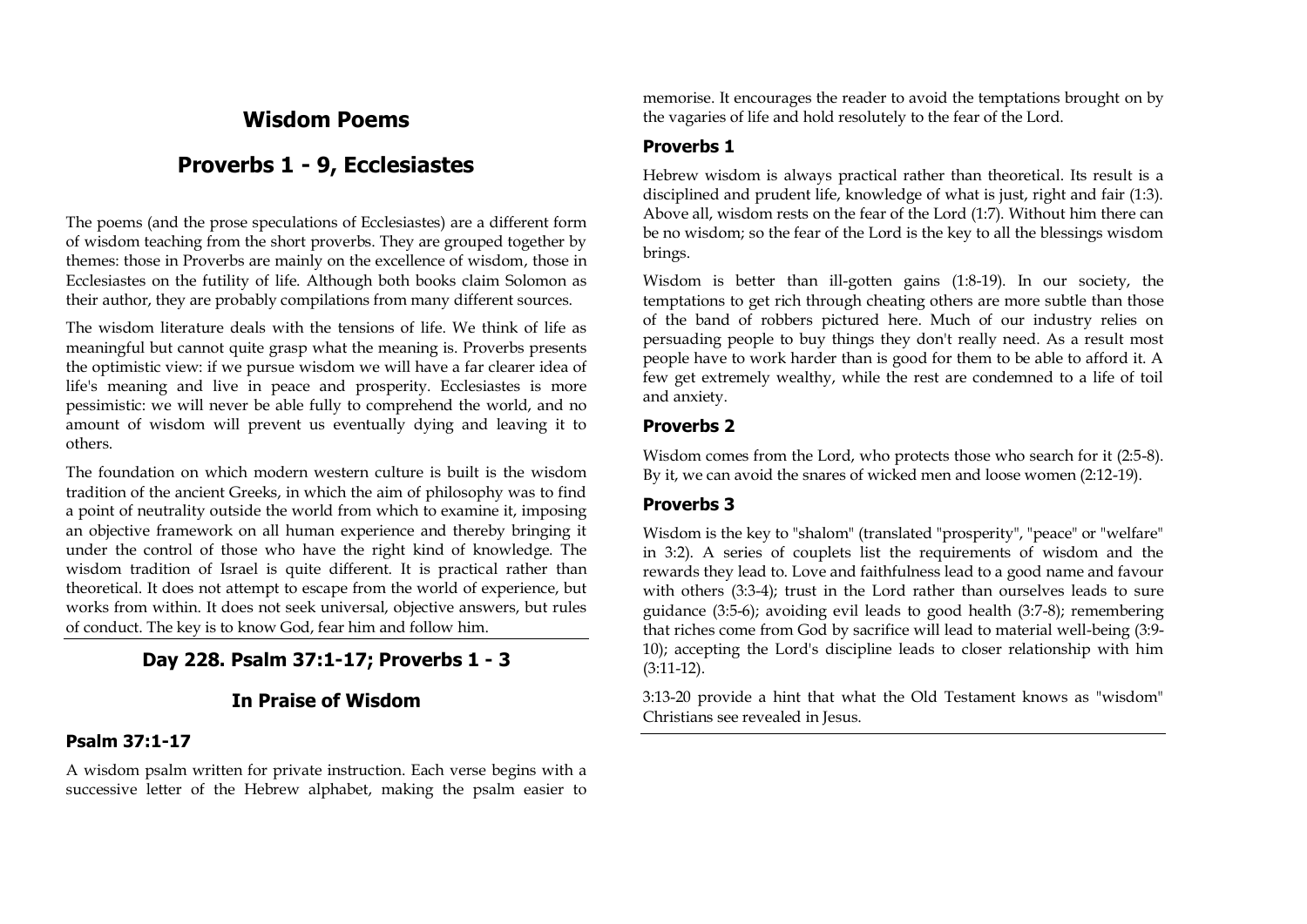# Wisdom Poems

# Proverbs 1 - 9, Ecclesiastes

The poems (and the prose speculations of Ecclesiastes) are a different form of wisdom teaching from the short proverbs. They are grouped together by themes: those in Proverbs are mainly on the excellence of wisdom, those in Ecclesiastes on the futility of life. Although both books claim Solomon as their author, they are probably compilations from many different sources.

The wisdom literature deals with the tensions of life. We think of life as meaningful but cannot quite grasp what the meaning is. Proverbs presents the optimistic view: if we pursue wisdom we will have a far clearer idea of life's meaning and live in peace and prosperity. Ecclesiastes is more pessimistic: we will never be able fully to comprehend the world, and no amount of wisdom will prevent us eventually dying and leaving it to others.

The foundation on which modern western culture is built is the wisdom tradition of the ancient Greeks, in which the aim of philosophy was to find a point of neutrality outside the world from which to examine it, imposing an objective framework on all human experience and thereby bringing it under the control of those who have the right kind of knowledge. The wisdom tradition of Israel is quite different. It is practical rather than theoretical. It does not attempt to escape from the world of experience, but works from within. It does not seek universal, objective answers, but rules of conduct. The key is to know God, fear him and follow him.

## Day 228. Psalm 37:1-17; Proverbs 1 - 3

## In Praise of Wisdom

### Psalm 37:1-17

A wisdom psalm written for private instruction. Each verse begins with a successive letter of the Hebrew alphabet, making the psalm easier to memorise. It encourages the reader to avoid the temptations brought on by the vagaries of life and hold resolutely to the fear of the Lord.

### Proverbs 1

Hebrew wisdom is always practical rather than theoretical. Its result is a disciplined and prudent life, knowledge of what is just, right and fair (1:3). Above all, wisdom rests on the fear of the Lord (1:7). Without him there can be no wisdom; so the fear of the Lord is the key to all the blessings wisdom brings.

Wisdom is better than ill-gotten gains (1:8-19). In our society, the temptations to get rich through cheating others are more subtle than those of the band of robbers pictured here. Much of our industry relies on persuading people to buy things they don't really need. As a result most people have to work harder than is good for them to be able to afford it. A few get extremely wealthy, while the rest are condemned to a life of toil and anxiety.

### Proverbs 2

Wisdom comes from the Lord, who protects those who search for it (2:5-8). By it, we can avoid the snares of wicked men and loose women (2:12-19).

### Proverbs 3

Wisdom is the key to "shalom" (translated "prosperity", "peace" or "welfare" in 3:2). A series of couplets list the requirements of wisdom and the rewards they lead to. Love and faithfulness lead to a good name and favour with others (3:3-4); trust in the Lord rather than ourselves leads to sure guidance (3:5-6); avoiding evil leads to good health (3:7-8); remembering that riches come from God by sacrifice will lead to material well-being (3:9-10); accepting the Lord's discipline leads to closer relationship with him (3:11-12).

3:13-20 provide a hint that what the Old Testament knows as "wisdom" Christians see revealed in Jesus.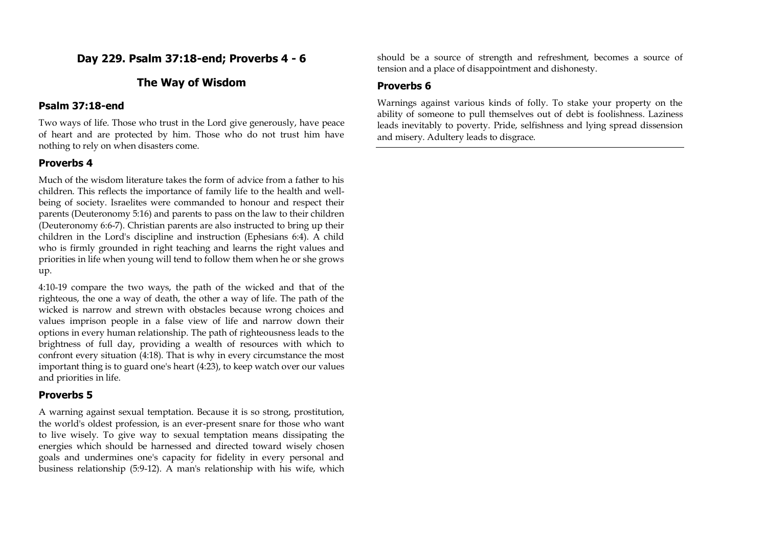## Day 229. Psalm 37:18-end; Proverbs 4 - 6

## The Way of Wisdom

### Psalm 37:18-end

Two ways of life. Those who trust in the Lord give generously, have peace of heart and are protected by him. Those who do not trust him have nothing to rely on when disasters come.

### Proverbs 4

Much of the wisdom literature takes the form of advice from a father to his children. This reflects the importance of family life to the health and well-being of society. Israelites were commanded to honour and respect their parents (Deuteronomy 5:16) and parents to pass on the law to their children (Deuteronomy 6:6-7). Christian parents are also instructed to bring up their children in the Lord's discipline and instruction (Ephesians 6:4). A child who is firmly grounded in right teaching and learns the right values and priorities in life when young will tend to follow them when he or she grows up.

4:10-19 compare the two ways, the path of the wicked and that of the righteous, the one a way of death, the other a way of life. The path of the wicked is narrow and strewn with obstacles because wrong choices and values imprison people in a false view of life and narrow down their options in every human relationship. The path of righteousness leads to the brightness of full day, providing a wealth of resources with which to confront every situation (4:18). That is why in every circumstance the most important thing is to guard one's heart (4:23), to keep watch over our values and priorities in life.

### Proverbs 5

A warning against sexual temptation. Because it is so strong, prostitution, the world's oldest profession, is an ever-present snare for those who want to live wisely. To give way to sexual temptation means dissipating the energies which should be harnessed and directed toward wisely chosen goals and undermines one's capacity for fidelity in every personal and business relationship (5:9-12). A man's relationship with his wife, which should be a source of strength and refreshment, becomes a source of tension and a place of disappointment and dishonesty.

### Proverbs 6

Warnings against various kinds of folly. To stake your property on the ability of someone to pull themselves out of debt is foolishness. Laziness leads inevitably to poverty. Pride, selfishness and lying spread dissension and misery. Adultery leads to disgrace.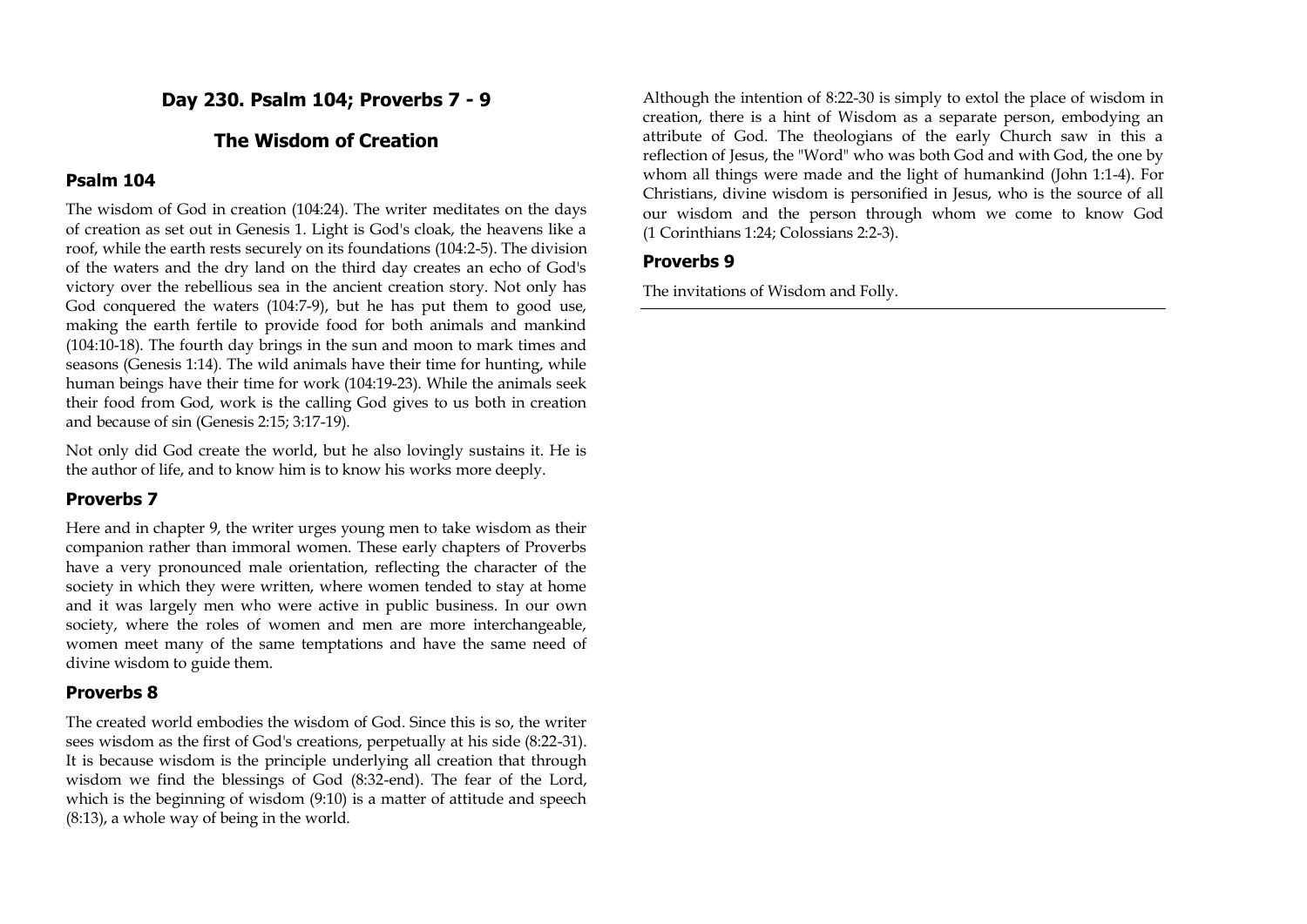## Day 230. Psalm 104; Proverbs 7 - 9

## The Wisdom of Creation

### Psalm 104

The wisdom of God in creation (104:24). The writer meditates on the days of creation as set out in Genesis 1. Light is God's cloak, the heavens like a roof, while the earth rests securely on its foundations (104:2-5). The division of the waters and the dry land on the third day creates an echo of God's victory over the rebellious sea in the ancient creation story. Not only has God conquered the waters (104:7-9), but he has put them to good use, making the earth fertile to provide food for both animals and mankind (104:10-18). The fourth day brings in the sun and moon to mark times and seasons (Genesis 1:14). The wild animals have their time for hunting, while human beings have their time for work (104:19-23). While the animals seek their food from God, work is the calling God gives to us both in creation and because of sin (Genesis 2:15; 3:17-19).

Not only did God create the world, but he also lovingly sustains it. He is the author of life, and to know him is to know his works more deeply.

### Proverbs 7

Here and in chapter 9, the writer urges young men to take wisdom as their companion rather than immoral women. These early chapters of Proverbs have a very pronounced male orientation, reflecting the character of the society in which they were written, where women tended to stay at home and it was largely men who were active in public business. In our own society, where the roles of women and men are more interchangeable, women meet many of the same temptations and have the same need of divine wisdom to guide them.

### Proverbs 8

The created world embodies the wisdom of God. Since this is so, the writer sees wisdom as the first of God's creations, perpetually at his side (8:22-31). It is because wisdom is the principle underlying all creation that through wisdom we find the blessings of God (8:32-end). The fear of the Lord, which is the beginning of wisdom (9:10) is a matter of attitude and speech (8:13), a whole way of being in the world.

Although the intention of 8:22-30 is simply to extol the place of wisdom in creation, there is a hint of Wisdom as a separate person, embodying an attribute of God. The theologians of the early Church saw in this a reflection of Jesus, the "Word" who was both God and with God, the one by whom all things were made and the light of humankind (John 1:1-4). For Christians, divine wisdom is personified in Jesus, who is the source of all our wisdom and the person through whom we come to know God (1 Corinthians 1:24; Colossians 2:2-3).

### Proverbs 9

The invitations of Wisdom and Folly.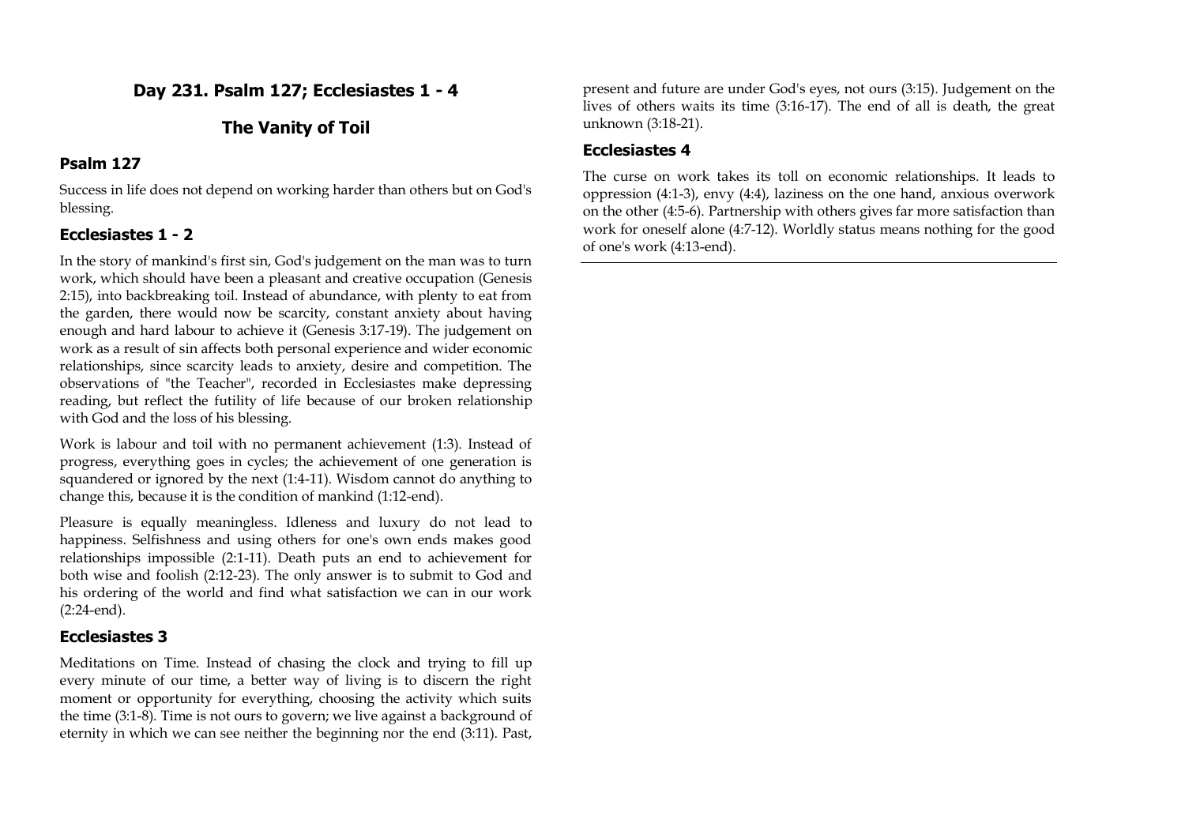## Day 231. Psalm 127; Ecclesiastes 1 - 4

## The Vanity of Toil

### Psalm 127

Success in life does not depend on working harder than others but on God's blessing.

### Ecclesiastes 1 - 2

In the story of mankind's first sin, God's judgement on the man was to turn work, which should have been a pleasant and creative occupation (Genesis 2:15), into backbreaking toil. Instead of abundance, with plenty to eat from the garden, there would now be scarcity, constant anxiety about having enough and hard labour to achieve it (Genesis 3:17-19). The judgement on work as a result of sin affects both personal experience and wider economic relationships, since scarcity leads to anxiety, desire and competition. The observations of "the Teacher", recorded in Ecclesiastes make depressing reading, but reflect the futility of life because of our broken relationship with God and the loss of his blessing.

Work is labour and toil with no permanent achievement (1:3). Instead of progress, everything goes in cycles; the achievement of one generation is squandered or ignored by the next (1:4-11). Wisdom cannot do anything to change this, because it is the condition of mankind (1:12-end).

Pleasure is equally meaningless. Idleness and luxury do not lead to happiness. Selfishness and using others for one's own ends makes good relationships impossible (2:1-11). Death puts an end to achievement for both wise and foolish (2:12-23). The only answer is to submit to God and his ordering of the world and find what satisfaction we can in our work (2:24-end).

### Ecclesiastes 3

Meditations on Time. Instead of chasing the clock and trying to fill up every minute of our time, a better way of living is to discern the right moment or opportunity for everything, choosing the activity which suits the time (3:1-8). Time is not ours to govern; we live against a background of eternity in which we can see neither the beginning nor the end (3:11). Past, present and future are under God's eyes, not ours (3:15). Judgement on the lives of others waits its time (3:16-17). The end of all is death, the great unknown (3:18-21).

### Ecclesiastes 4

The curse on work takes its toll on economic relationships. It leads to oppression (4:1-3), envy (4:4), laziness on the one hand, anxious overwork on the other (4:5-6). Partnership with others gives far more satisfaction than work for oneself alone (4:7-12). Worldly status means nothing for the good of one's work (4:13-end).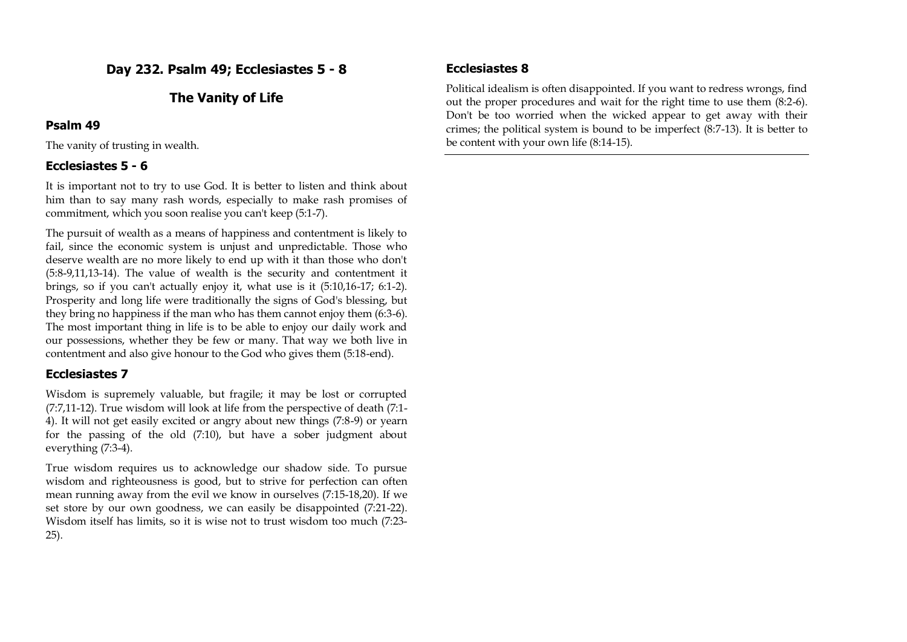## Day 232. Psalm 49; Ecclesiastes 5 - 8

## The Vanity of Life

### Psalm 49

The vanity of trusting in wealth.

### Ecclesiastes 5 - 6

It is important not to try to use God. It is better to listen and think about him than to say many rash words, especially to make rash promises of commitment, which you soon realise you can't keep (5:1-7).

The pursuit of wealth as a means of happiness and contentment is likely to fail, since the economic system is unjust and unpredictable. Those who deserve wealth are no more likely to end up with it than those who don't (5:8-9,11,13-14). The value of wealth is the security and contentment it brings, so if you can't actually enjoy it, what use is it (5:10,16-17; 6:1-2). Prosperity and long life were traditionally the signs of God's blessing, but they bring no happiness if the man who has them cannot enjoy them (6:3-6). The most important thing in life is to be able to enjoy our daily work and our possessions, whether they be few or many. That way we both live in contentment and also give honour to the God who gives them (5:18-end).

### Ecclesiastes 7

Wisdom is supremely valuable, but fragile; it may be lost or corrupted (7:7,11-12). True wisdom will look at life from the perspective of death (7:1-4). It will not get easily excited or angry about new things (7:8-9) or yearn for the passing of the old (7:10), but have a sober judgment about everything (7:3-4).

True wisdom requires us to acknowledge our shadow side. To pursue wisdom and righteousness is good, but to strive for perfection can often mean running away from the evil we know in ourselves (7:15-18,20). If we set store by our own goodness, we can easily be disappointed (7:21-22). Wisdom itself has limits, so it is wise not to trust wisdom too much (7:23-25).

### Ecclesiastes 8

Political idealism is often disappointed. If you want to redress wrongs, find out the proper procedures and wait for the right time to use them (8:2-6). Don't be too worried when the wicked appear to get away with their crimes; the political system is bound to be imperfect (8:7-13). It is better to be content with your own life (8:14-15).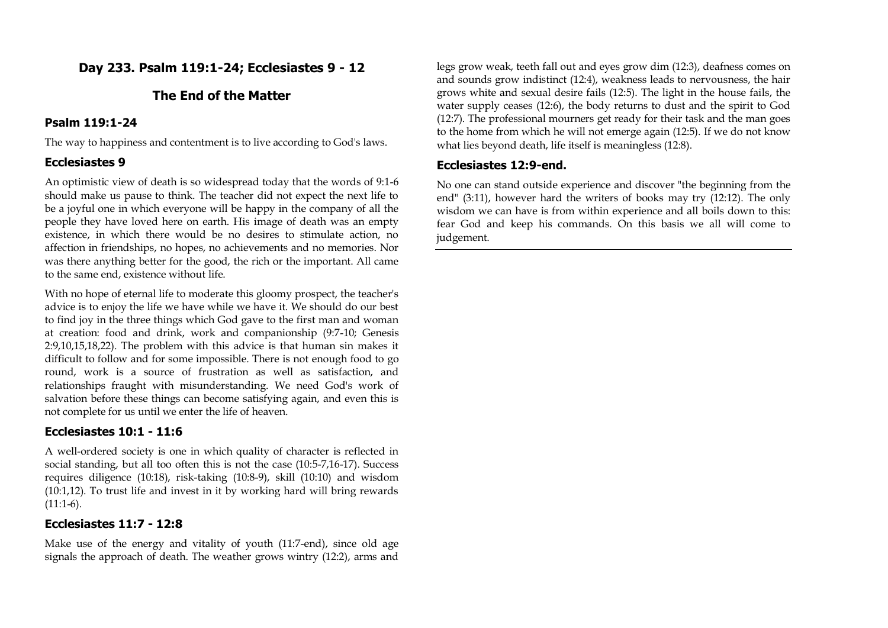## Day 233. Psalm 119:1-24; Ecclesiastes 9 - 12

## The End of the Matter

### Psalm 119:1-24

The way to happiness and contentment is to live according to God's laws.

### Ecclesiastes 9

An optimistic view of death is so widespread today that the words of 9:1-6 should make us pause to think. The teacher did not expect the next life to be a joyful one in which everyone will be happy in the company of all the people they have loved here on earth. His image of death was an empty existence, in which there would be no desires to stimulate action, no affection in friendships, no hopes, no achievements and no memories. Nor was there anything better for the good, the rich or the important. All came to the same end, existence without life.

With no hope of eternal life to moderate this gloomy prospect, the teacher's advice is to enjoy the life we have while we have it. We should do our best to find joy in the three things which God gave to the first man and woman at creation: food and drink, work and companionship (9:7-10; Genesis 2:9,10,15,18,22). The problem with this advice is that human sin makes it difficult to follow and for some impossible. There is not enough food to go round, work is a source of frustration as well as satisfaction, and relationships fraught with misunderstanding. We need God's work of salvation before these things can become satisfying again, and even this is not complete for us until we enter the life of heaven.

### Ecclesiastes 10:1 - 11:6

A well-ordered society is one in which quality of character is reflected in social standing, but all too often this is not the case (10:5-7,16-17). Success requires diligence (10:18), risk-taking (10:8-9), skill (10:10) and wisdom (10:1,12). To trust life and invest in it by working hard will bring rewards (11:1-6).

### Ecclesiastes 11:7 - 12:8

Make use of the energy and vitality of youth (11:7-end), since old age signals the approach of death. The weather grows wintry (12:2), arms and legs grow weak, teeth fall out and eyes grow dim (12:3), deafness comes on and sounds grow indistinct (12:4), weakness leads to nervousness, the hair grows white and sexual desire fails (12:5). The light in the house fails, the water supply ceases (12:6), the body returns to dust and the spirit to God (12:7). The professional mourners get ready for their task and the man goes to the home from which he will not emerge again (12:5). If we do not know what lies beyond death, life itself is meaningless (12:8).

### Ecclesiastes 12:9-end.

No one can stand outside experience and discover "the beginning from the end" (3:11), however hard the writers of books may try (12:12). The only wisdom we can have is from within experience and all boils down to this: fear God and keep his commands. On this basis we all will come to judgement.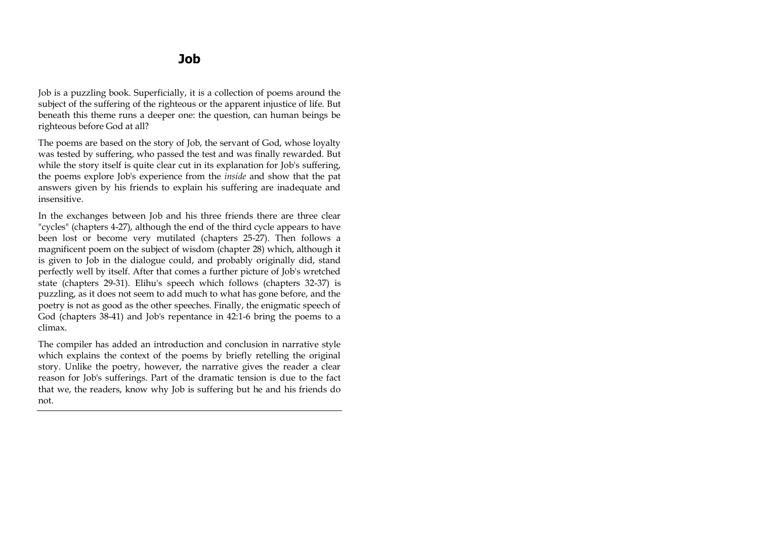# Job

Job is a puzzling book. Superficially, it is a collection of poems around the subject of the suffering of the righteous or the apparent injustice of life. But beneath this theme runs a deeper one: the question, can human beings be righteous before God at all?

The poems are based on the story of Job, the servant of God, whose loyalty was tested by suffering, who passed the test and was finally rewarded. But while the story itself is quite clear cut in its explanation for Job's suffering, the poems explore Job's experience from the *inside* and show that the pat answers given by his friends to explain his suffering are inadequate and insensitive.

In the exchanges between Job and his three friends there are three clear "cycles" (chapters 4-27), although the end of the third cycle appears to have been lost or become very mutilated (chapters 25-27). Then follows a magnificent poem on the subject of wisdom (chapter 28) which, although it is given to Job in the dialogue could, and probably originally did, stand perfectly well by itself. After that comes a further picture of Job's wretched state (chapters 29-31). Elihu's speech which follows (chapters 32-37) is puzzling, as it does not seem to add much to what has gone before, and the poetry is not as good as the other speeches. Finally, the enigmatic speech of God (chapters 38-41) and Job's repentance in 42:1-6 bring the poems to a climax.

The compiler has added an introduction and conclusion in narrative style which explains the context of the poems by briefly retelling the original story. Unlike the poetry, however, the narrative gives the reader a clear reason for Job's sufferings. Part of the dramatic tension is due to the fact that we, the readers, know why Job is suffering but he and his friends do not.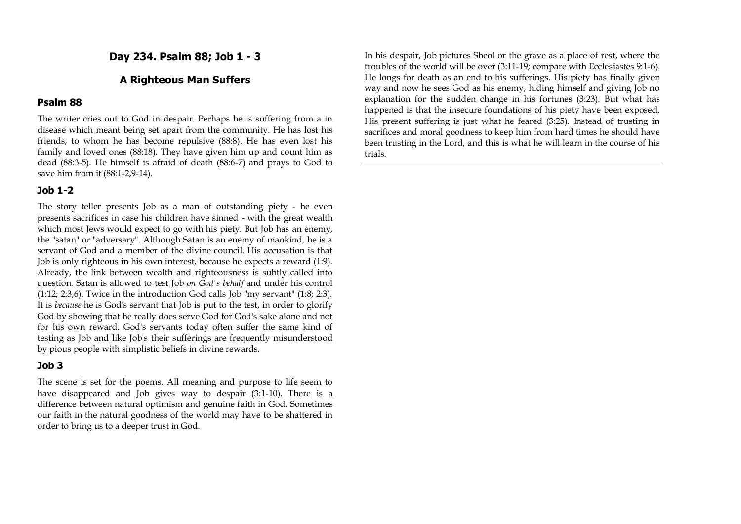## Day 234. Psalm 88; Job 1 - 3

## A Righteous Man Suffers

### Psalm 88

The writer cries out to God in despair. Perhaps he is suffering from a in disease which meant being set apart from the community. He has lost his friends, to whom he has become repulsive (88:8). He has even lost his family and loved ones (88:18). They have given him up and count him as dead (88:3-5). He himself is afraid of death (88:6-7) and prays to God to save him from it (88:1-2,9-14).

### Job 1-2

The story teller presents Job as a man of outstanding piety - he even presents sacrifices in case his children have sinned - with the great wealth which most Jews would expect to go with his piety. But Job has an enemy, the "satan" or "adversary". Although Satan is an enemy of mankind, he is a servant of God and a member of the divine council. His accusation is that Job is only righteous in his own interest, because he expects a reward (1:9). Already, the link between wealth and righteousness is subtly called into question. Satan is allowed to test Job *on God's behalf* and under his control (1:12; 2:3,6). Twice in the introduction God calls Job "my servant" (1:8; 2:3). It is *because* he is God's servant that Job is put to the test, in order to glorify God by showing that he really does serve God for God's sake alone and not for his own reward. God's servants today often suffer the same kind of testing as Job and like Job's their sufferings are frequently misunderstood by pious people with simplistic beliefs in divine rewards.

### Job 3

The scene is set for the poems. All meaning and purpose to life seem to have disappeared and Job gives way to despair (3:1-10). There is a difference between natural optimism and genuine faith in God. Sometimes our faith in the natural goodness of the world may have to be shattered in order to bring us to a deeper trust in God.

In his despair, Job pictures Sheol or the grave as a place of rest, where the troubles of the world will be over (3:11-19; compare with Ecclesiastes 9:1-6). He longs for death as an end to his sufferings. His piety has finally given way and now he sees God as his enemy, hiding himself and giving Job no explanation for the sudden change in his fortunes (3:23). But what has happened is that the insecure foundations of his piety have been exposed. His present suffering is just what he feared (3:25). Instead of trusting in sacrifices and moral goodness to keep him from hard times he should have been trusting in the Lord, and this is what he will learn in the course of his trials.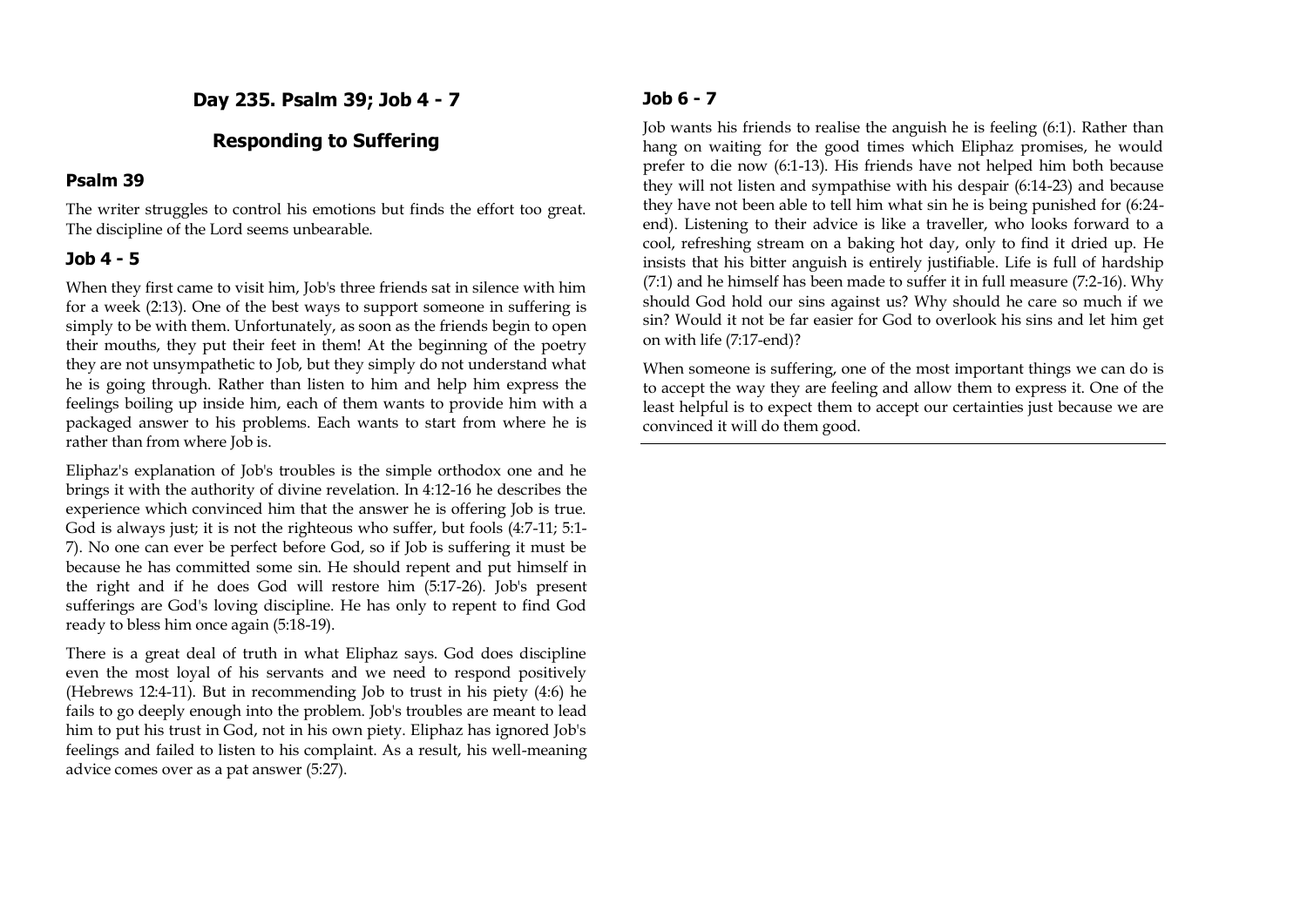# Day 235. Psalm 39; Job 4 - 7

## Responding to Suffering

### Psalm 39

The writer struggles to control his emotions but finds the effort too great. The discipline of the Lord seems unbearable.

### Job 4 - 5

When they first came to visit him, Job's three friends sat in silence with him for a week (2:13). One of the best ways to support someone in suffering is simply to be with them. Unfortunately, as soon as the friends begin to open their mouths, they put their feet in them! At the beginning of the poetry they are not unsympathetic to Job, but they simply do not understand what he is going through. Rather than listen to him and help him express the feelings boiling up inside him, each of them wants to provide him with a packaged answer to his problems. Each wants to start from where he is rather than from where Job is.

Eliphaz's explanation of Job's troubles is the simple orthodox one and he brings it with the authority of divine revelation. In 4:12-16 he describes the experience which convinced him that the answer he is offering Job is true. God is always just; it is not the righteous who suffer, but fools (4:7-11; 5:1-7). No one can ever be perfect before God, so if Job is suffering it must be because he has committed some sin. He should repent and put himself in the right and if he does God will restore him (5:17-26). Job's present sufferings are God's loving discipline. He has only to repent to find God ready to bless him once again (5:18-19).

There is a great deal of truth in what Eliphaz says. God does discipline even the most loyal of his servants and we need to respond positively (Hebrews 12:4-11). But in recommending Job to trust in his piety (4:6) he fails to go deeply enough into the problem. Job's troubles are meant to lead him to put his trust in God, not in his own piety. Eliphaz has ignored Job's feelings and failed to listen to his complaint. As a result, his well-meaning advice comes over as a pat answer (5:27).

### Job 6 - 7

Job wants his friends to realise the anguish he is feeling (6:1). Rather than hang on waiting for the good times which Eliphaz promises, he would prefer to die now (6:1-13). His friends have not helped him both because they will not listen and sympathise with his despair (6:14-23) and because they have not been able to tell him what sin he is being punished for (6:24-end). Listening to their advice is like a traveller, who looks forward to a cool, refreshing stream on a baking hot day, only to find it dried up. He insists that his bitter anguish is entirely justifiable. Life is full of hardship (7:1) and he himself has been made to suffer it in full measure (7:2-16). Why should God hold our sins against us? Why should he care so much if we sin? Would it not be far easier for God to overlook his sins and let him get on with life (7:17-end)?

When someone is suffering, one of the most important things we can do is to accept the way they are feeling and allow them to express it. One of the least helpful is to expect them to accept our certainties just because we are convinced it will do them good.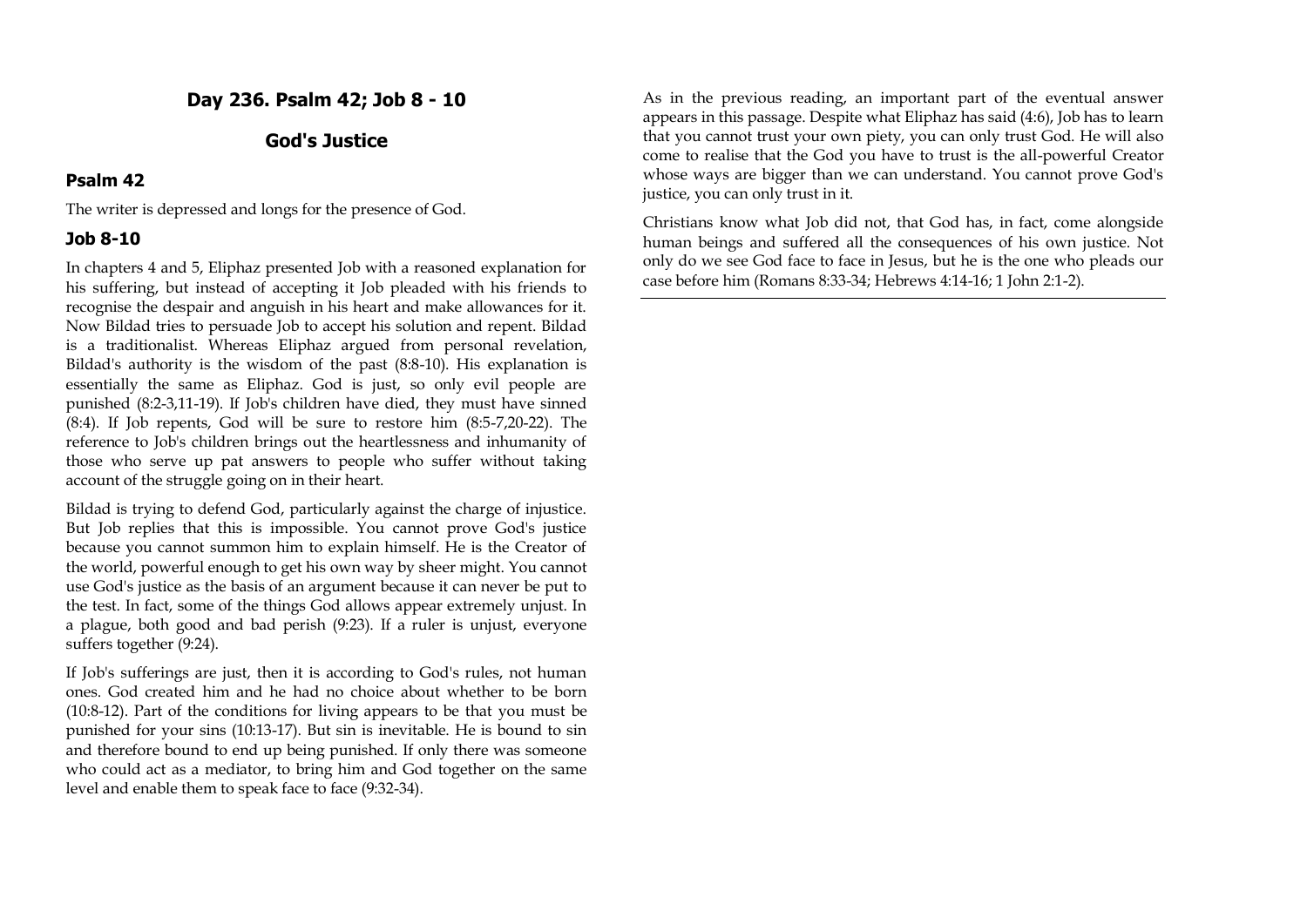## Day 236. Psalm 42; Job 8 - 10

## God's Justice

### Psalm 42

The writer is depressed and longs for the presence of God.

### Job 8-10

In chapters 4 and 5, Eliphaz presented Job with a reasoned explanation for his suffering, but instead of accepting it Job pleaded with his friends to recognise the despair and anguish in his heart and make allowances for it. Now Bildad tries to persuade Job to accept his solution and repent. Bildad is a traditionalist. Whereas Eliphaz argued from personal revelation, Bildad's authority is the wisdom of the past (8:8-10). His explanation is essentially the same as Eliphaz. God is just, so only evil people are punished (8:2-3,11-19). If Job's children have died, they must have sinned (8:4). If Job repents, God will be sure to restore him (8:5-7,20-22). The reference to Job's children brings out the heartlessness and inhumanity of those who serve up pat answers to people who suffer without taking account of the struggle going on in their heart.

Bildad is trying to defend God, particularly against the charge of injustice. But Job replies that this is impossible. You cannot prove God's justice because you cannot summon him to explain himself. He is the Creator of the world, powerful enough to get his own way by sheer might. You cannot use God's justice as the basis of an argument because it can never be put to the test. In fact, some of the things God allows appear extremely unjust. In a plague, both good and bad perish (9:23). If a ruler is unjust, everyone suffers together (9:24).

If Job's sufferings are just, then it is according to God's rules, not human ones. God created him and he had no choice about whether to be born (10:8-12). Part of the conditions for living appears to be that you must be punished for your sins (10:13-17). But sin is inevitable. He is bound to sin and therefore bound to end up being punished. If only there was someone who could act as a mediator, to bring him and God together on the same level and enable them to speak face to face (9:32-34).

As in the previous reading, an important part of the eventual answer appears in this passage. Despite what Eliphaz has said (4:6), Job has to learn that you cannot trust your own piety, you can only trust God. He will also come to realise that the God you have to trust is the all-powerful Creator whose ways are bigger than we can understand. You cannot prove God's justice, you can only trust in it.

Christians know what Job did not, that God has, in fact, come alongside human beings and suffered all the consequences of his own justice. Not only do we see God face to face in Jesus, but he is the one who pleads our case before him (Romans 8:33-34; Hebrews 4:14-16; 1 John 2:1-2).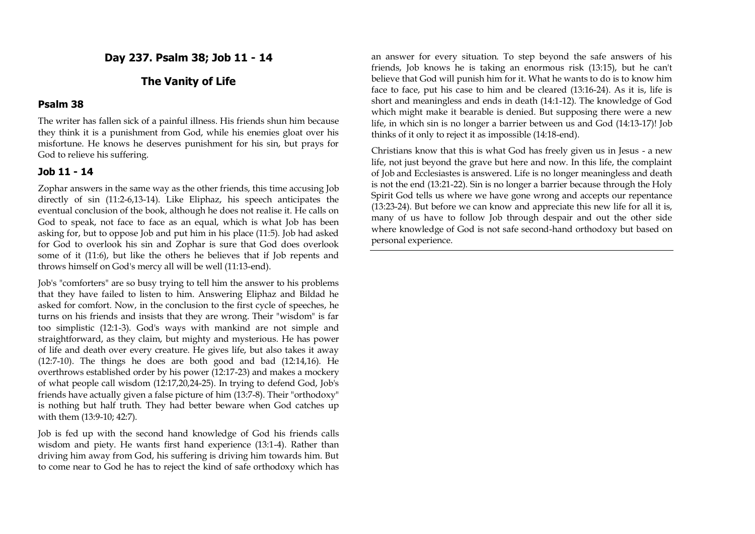## Day 237. Psalm 38; Job 11 - 14

## The Vanity of Life

### Psalm 38

The writer has fallen sick of a painful illness. His friends shun him because they think it is a punishment from God, while his enemies gloat over his misfortune. He knows he deserves punishment for his sin, but prays for God to relieve his suffering.

### Job 11 - 14

Zophar answers in the same way as the other friends, this time accusing Job directly of sin (11:2-6,13-14). Like Eliphaz, his speech anticipates the eventual conclusion of the book, although he does not realise it. He calls on God to speak, not face to face as an equal, which is what Job has been asking for, but to oppose Job and put him in his place (11:5). Job had asked for God to overlook his sin and Zophar is sure that God does overlook some of it (11:6), but like the others he believes that if Job repents and throws himself on God's mercy all will be well (11:13-end).

Job's "comforters" are so busy trying to tell him the answer to his problems that they have failed to listen to him. Answering Eliphaz and Bildad he asked for comfort. Now, in the conclusion to the first cycle of speeches, he turns on his friends and insists that they are wrong. Their "wisdom" is far too simplistic (12:1-3). God's ways with mankind are not simple and straightforward, as they claim, but mighty and mysterious. He has power of life and death over every creature. He gives life, but also takes it away (12:7-10). The things he does are both good and bad (12:14,16). He overthrows established order by his power (12:17-23) and makes a mockery of what people call wisdom (12:17,20,24-25). In trying to defend God, Job's friends have actually given a false picture of him (13:7-8). Their "orthodoxy" is nothing but half truth. They had better beware when God catches up with them (13:9-10; 42:7).

Job is fed up with the second hand knowledge of God his friends calls wisdom and piety. He wants first hand experience (13:1-4). Rather than driving him away from God, his suffering is driving him towards him. But to come near to God he has to reject the kind of safe orthodoxy which has an answer for every situation. To step beyond the safe answers of his friends, Job knows he is taking an enormous risk (13:15), but he can't believe that God will punish him for it. What he wants to do is to know him face to face, put his case to him and be cleared (13:16-24). As it is, life is short and meaningless and ends in death (14:1-12). The knowledge of God which might make it bearable is denied. But supposing there were a new life, in which sin is no longer a barrier between us and God (14:13-17)! Job thinks of it only to reject it as impossible (14:18-end).

Christians know that this is what God has freely given us in Jesus - a new life, not just beyond the grave but here and now. In this life, the complaint of Job and Ecclesiastes is answered. Life is no longer meaningless and death is not the end (13:21-22). Sin is no longer a barrier because through the Holy Spirit God tells us where we have gone wrong and accepts our repentance (13:23-24). But before we can know and appreciate this new life for all it is, many of us have to follow Job through despair and out the other side where knowledge of God is not safe second-hand orthodoxy but based on personal experience.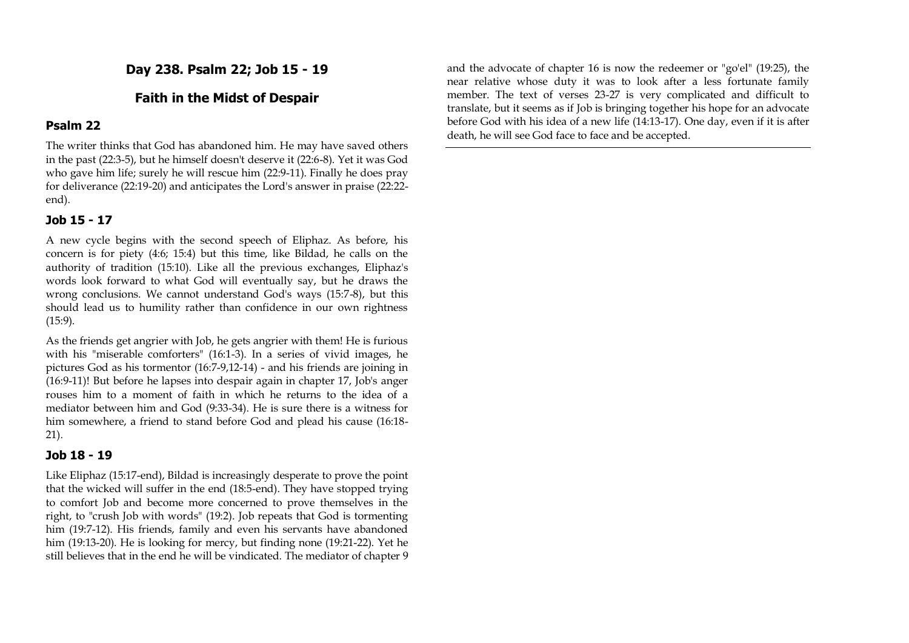# Day 238. Psalm 22; Job 15 - 19

## Faith in the Midst of Despair

### Psalm 22

The writer thinks that God has abandoned him. He may have saved others in the past (22:3-5), but he himself doesn't deserve it (22:6-8). Yet it was God who gave him life; surely he will rescue him (22:9-11). Finally he does pray for deliverance (22:19-20) and anticipates the Lord's answer in praise (22:22-end).

### Job 15 - 17

A new cycle begins with the second speech of Eliphaz. As before, his concern is for piety (4:6; 15:4) but this time, like Bildad, he calls on the authority of tradition (15:10). Like all the previous exchanges, Eliphaz's words look forward to what God will eventually say, but he draws the wrong conclusions. We cannot understand God's ways (15:7-8), but this should lead us to humility rather than confidence in our own rightness (15:9).

As the friends get angrier with Job, he gets angrier with them! He is furious with his "miserable comforters" (16:1-3). In a series of vivid images, he pictures God as his tormentor (16:7-9,12-14) - and his friends are joining in (16:9-11)! But before he lapses into despair again in chapter 17, Job's anger rouses him to a moment of faith in which he returns to the idea of a mediator between him and God (9:33-34). He is sure there is a witness for him somewhere, a friend to stand before God and plead his cause (16:18-21).

### Job 18 - 19

Like Eliphaz (15:17-end), Bildad is increasingly desperate to prove the point that the wicked will suffer in the end (18:5-end). They have stopped trying to comfort Job and become more concerned to prove themselves in the right, to "crush Job with words" (19:2). Job repeats that God is tormenting him (19:7-12). His friends, family and even his servants have abandoned him (19:13-20). He is looking for mercy, but finding none (19:21-22). Yet he still believes that in the end he will be vindicated. The mediator of chapter 9 and the advocate of chapter 16 is now the redeemer or "go'el" (19:25), the near relative whose duty it was to look after a less fortunate family member. The text of verses 23-27 is very complicated and difficult to translate, but it seems as if Job is bringing together his hope for an advocate before God with his idea of a new life (14:13-17). One day, even if it is after death, he will see God face to face and be accepted.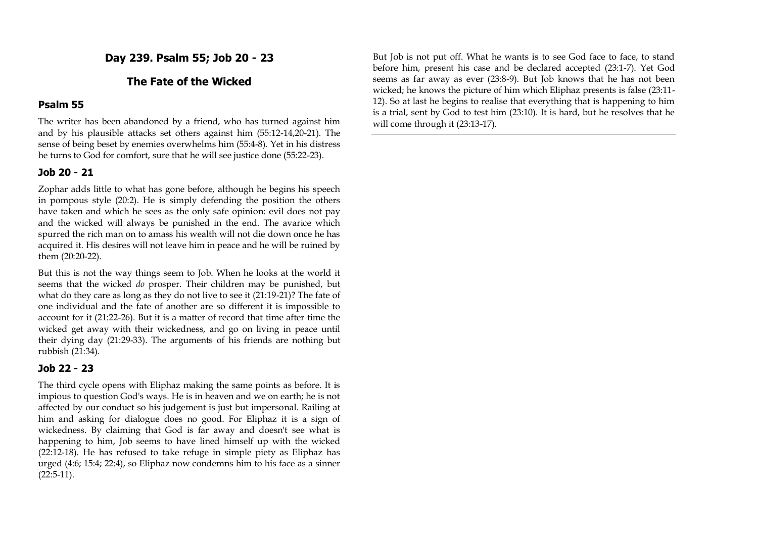## Day 239. Psalm 55; Job 20 - 23

## The Fate of the Wicked

### Psalm 55

The writer has been abandoned by a friend, who has turned against him and by his plausible attacks set others against him (55:12-14,20-21). The sense of being beset by enemies overwhelms him (55:4-8). Yet in his distress he turns to God for comfort, sure that he will see justice done (55:22-23).

### Job 20 - 21

Zophar adds little to what has gone before, although he begins his speech in pompous style (20:2). He is simply defending the position the others have taken and which he sees as the only safe opinion: evil does not pay and the wicked will always be punished in the end. The avarice which spurred the rich man on to amass his wealth will not die down once he has acquired it. His desires will not leave him in peace and he will be ruined by them (20:20-22).

But this is not the way things seem to Job. When he looks at the world it seems that the wicked *do* prosper. Their children may be punished, but what do they care as long as they do not live to see it (21:19-21)? The fate of one individual and the fate of another are so different it is impossible to account for it (21:22-26). But it is a matter of record that time after time the wicked get away with their wickedness, and go on living in peace until their dying day (21:29-33). The arguments of his friends are nothing but rubbish (21:34).

### Job 22 - 23

The third cycle opens with Eliphaz making the same points as before. It is impious to question God's ways. He is in heaven and we on earth; he is not affected by our conduct so his judgement is just but impersonal. Railing at him and asking for dialogue does no good. For Eliphaz it is a sign of wickedness. By claiming that God is far away and doesn't see what is happening to him, Job seems to have lined himself up with the wicked (22:12-18). He has refused to take refuge in simple piety as Eliphaz has urged (4:6; 15:4; 22:4), so Eliphaz now condemns him to his face as a sinner (22:5-11).

But Job is not put off. What he wants is to see God face to face, to stand before him, present his case and be declared accepted (23:1-7). Yet God seems as far away as ever (23:8-9). But Job knows that he has not been wicked; he knows the picture of him which Eliphaz presents is false (23:11-12). So at last he begins to realise that everything that is happening to him is a trial, sent by God to test him (23:10). It is hard, but he resolves that he will come through it (23:13-17).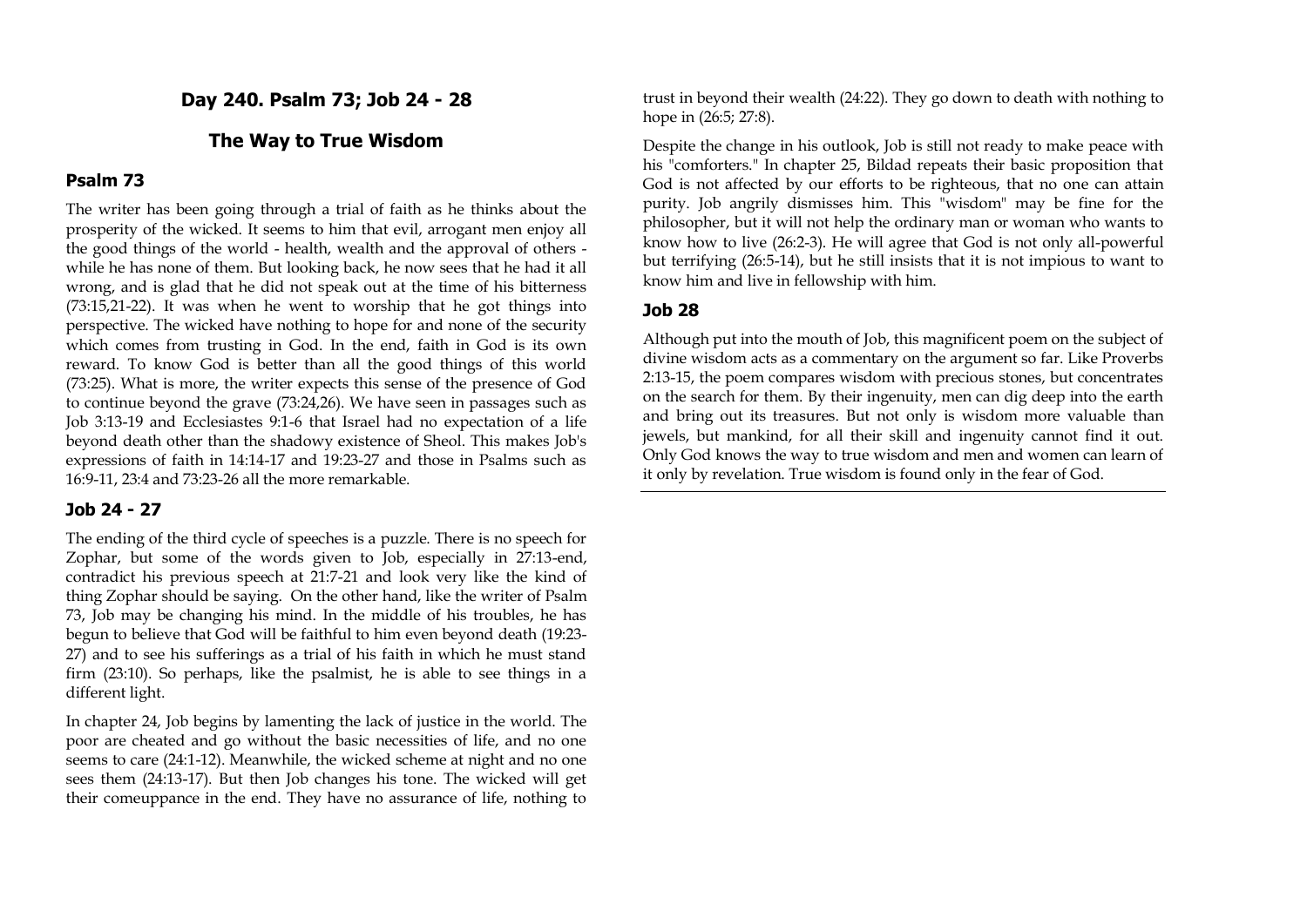## Day 240. Psalm 73; Job 24 - 28

## The Way to True Wisdom

### Psalm 73

The writer has been going through a trial of faith as he thinks about the prosperity of the wicked. It seems to him that evil, arrogant men enjoy all the good things of the world - health, wealth and the approval of others - while he has none of them. But looking back, he now sees that he had it all wrong, and is glad that he did not speak out at the time of his bitterness (73:15,21-22). It was when he went to worship that he got things into perspective. The wicked have nothing to hope for and none of the security which comes from trusting in God. In the end, faith in God is its own reward. To know God is better than all the good things of this world (73:25). What is more, the writer expects this sense of the presence of God to continue beyond the grave (73:24,26). We have seen in passages such as Job 3:13-19 and Ecclesiastes 9:1-6 that Israel had no expectation of a life beyond death other than the shadowy existence of Sheol. This makes Job's expressions of faith in 14:14-17 and 19:23-27 and those in Psalms such as 16:9-11, 23:4 and 73:23-26 all the more remarkable.

### Job 24 - 27

The ending of the third cycle of speeches is a puzzle. There is no speech for Zophar, but some of the words given to Job, especially in 27:13-end, contradict his previous speech at 21:7-21 and look very like the kind of thing Zophar should be saying. On the other hand, like the writer of Psalm 73, Job may be changing his mind. In the middle of his troubles, he has begun to believe that God will be faithful to him even beyond death (19:23-27) and to see his sufferings as a trial of his faith in which he must stand firm (23:10). So perhaps, like the psalmist, he is able to see things in a different light.

In chapter 24, Job begins by lamenting the lack of justice in the world. The poor are cheated and go without the basic necessities of life, and no one seems to care (24:1-12). Meanwhile, the wicked scheme at night and no one sees them (24:13-17). But then Job changes his tone. The wicked will get their comeuppance in the end. They have no assurance of life, nothing to trust in beyond their wealth (24:22). They go down to death with nothing to hope in (26:5; 27:8).

Despite the change in his outlook, Job is still not ready to make peace with his "comforters." In chapter 25, Bildad repeats their basic proposition that God is not affected by our efforts to be righteous, that no one can attain purity. Job angrily dismisses him. This "wisdom" may be fine for the philosopher, but it will not help the ordinary man or woman who wants to know how to live (26:2-3). He will agree that God is not only all-powerful but terrifying (26:5-14), but he still insists that it is not impious to want to know him and live in fellowship with him.

### Job 28

Although put into the mouth of Job, this magnificent poem on the subject of divine wisdom acts as a commentary on the argument so far. Like Proverbs 2:13-15, the poem compares wisdom with precious stones, but concentrates on the search for them. By their ingenuity, men can dig deep into the earth and bring out its treasures. But not only is wisdom more valuable than jewels, but mankind, for all their skill and ingenuity cannot find it out. Only God knows the way to true wisdom and men and women can learn of it only by revelation. True wisdom is found only in the fear of God.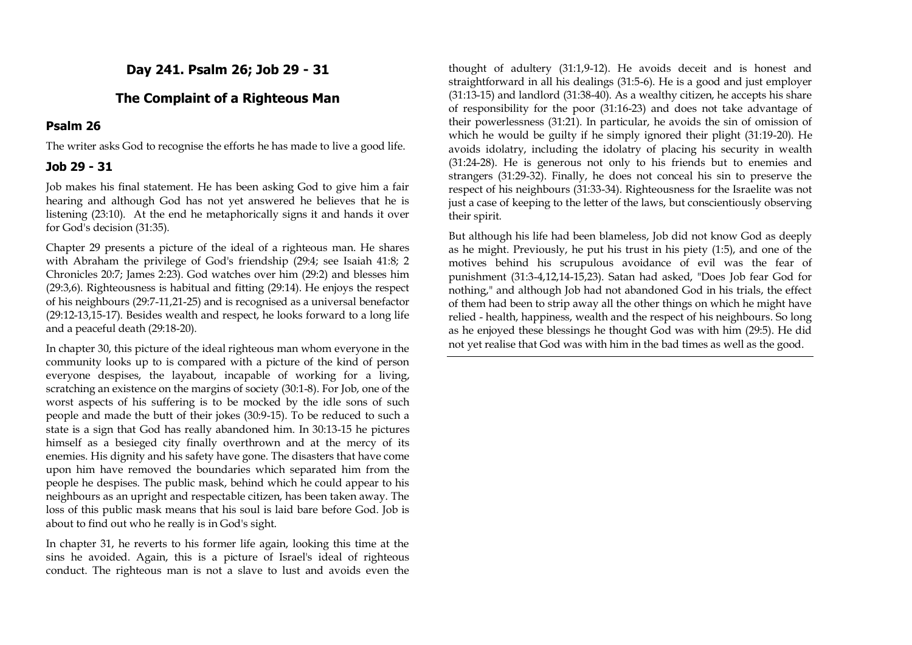## Day 241. Psalm 26; Job 29 - 31

## The Complaint of a Righteous Man

### Psalm 26

The writer asks God to recognise the efforts he has made to live a good life.

### Job 29 - 31

Job makes his final statement. He has been asking God to give him a fair hearing and although God has not yet answered he believes that he is listening (23:10). At the end he metaphorically signs it and hands it over for God's decision (31:35).

Chapter 29 presents a picture of the ideal of a righteous man. He shares with Abraham the privilege of God's friendship (29:4; see Isaiah 41:8; 2 Chronicles 20:7; James 2:23). God watches over him (29:2) and blesses him (29:3,6). Righteousness is habitual and fitting (29:14). He enjoys the respect of his neighbours (29:7-11,21-25) and is recognised as a universal benefactor (29:12-13,15-17). Besides wealth and respect, he looks forward to a long life and a peaceful death (29:18-20).

In chapter 30, this picture of the ideal righteous man whom everyone in the community looks up to is compared with a picture of the kind of person everyone despises, the layabout, incapable of working for a living, scratching an existence on the margins of society (30:1-8). For Job, one of the worst aspects of his suffering is to be mocked by the idle sons of such people and made the butt of their jokes (30:9-15). To be reduced to such a state is a sign that God has really abandoned him. In 30:13-15 he pictures himself as a besieged city finally overthrown and at the mercy of its enemies. His dignity and his safety have gone. The disasters that have come upon him have removed the boundaries which separated him from the people he despises. The public mask, behind which he could appear to his neighbours as an upright and respectable citizen, has been taken away. The loss of this public mask means that his soul is laid bare before God. Job is about to find out who he really is in God's sight.

In chapter 31, he reverts to his former life again, looking this time at the sins he avoided. Again, this is a picture of Israel's ideal of righteous conduct. The righteous man is not a slave to lust and avoids even the thought of adultery (31:1,9-12). He avoids deceit and is honest and straightforward in all his dealings (31:5-6). He is a good and just employer (31:13-15) and landlord (31:38-40). As a wealthy citizen, he accepts his share of responsibility for the poor (31:16-23) and does not take advantage of their powerlessness (31:21). In particular, he avoids the sin of omission of which he would be guilty if he simply ignored their plight (31:19-20). He avoids idolatry, including the idolatry of placing his security in wealth (31:24-28). He is generous not only to his friends but to enemies and strangers (31:29-32). Finally, he does not conceal his sin to preserve the respect of his neighbours (31:33-34). Righteousness for the Israelite was not just a case of keeping to the letter of the laws, but conscientiously observing their spirit.

But although his life had been blameless, Job did not know God as deeply as he might. Previously, he put his trust in his piety (1:5), and one of the motives behind his scrupulous avoidance of evil was the fear of punishment (31:3-4,12,14-15,23). Satan had asked, "Does Job fear God for nothing," and although Job had not abandoned God in his trials, the effect of them had been to strip away all the other things on which he might have relied - health, happiness, wealth and the respect of his neighbours. So long as he enjoyed these blessings he thought God was with him (29:5). He did not yet realise that God was with him in the bad times as well as the good.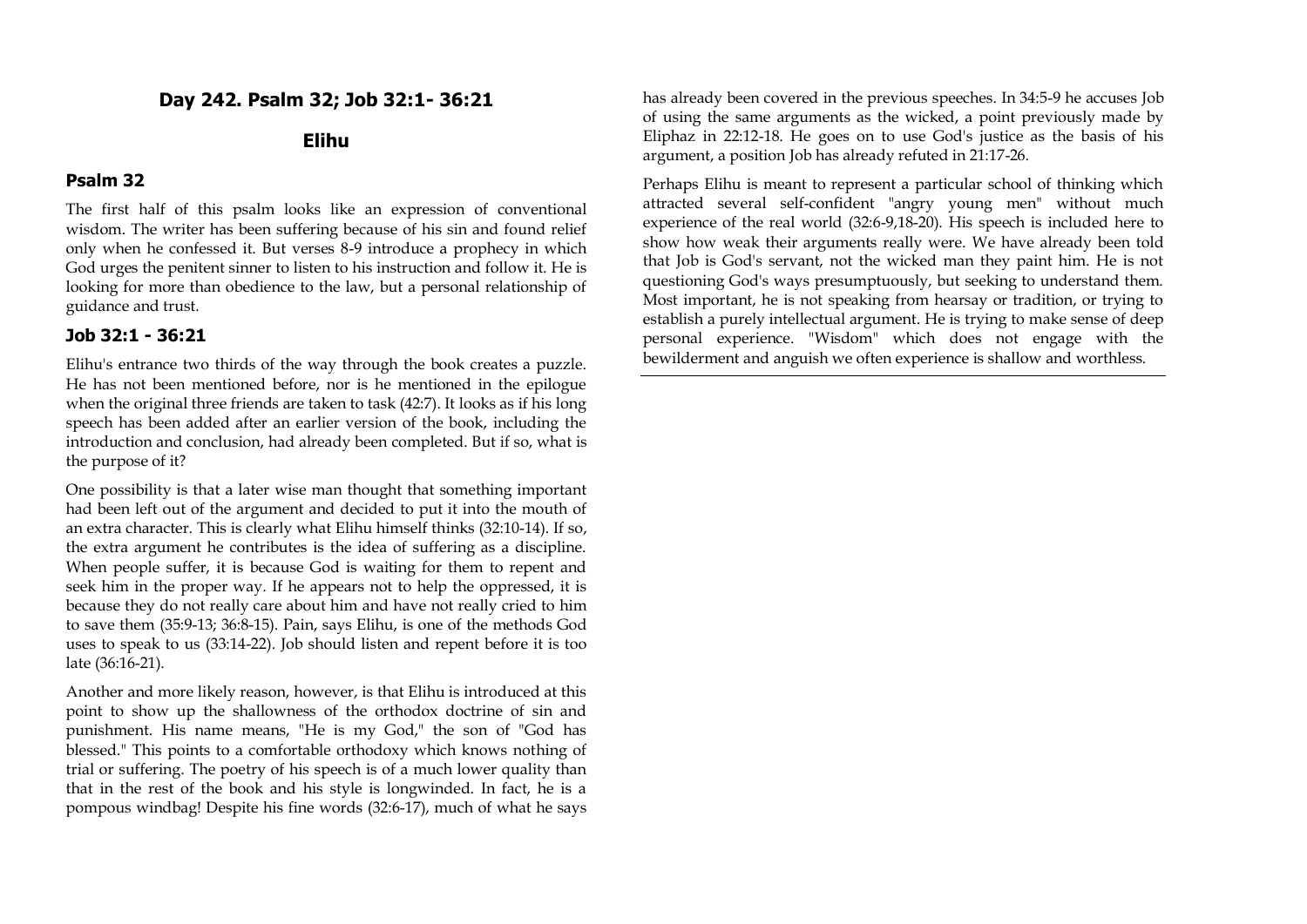## Day 242. Psalm 32; Job 32:1- 36:21

### Elihu

### Psalm 32

The first half of this psalm looks like an expression of conventional wisdom. The writer has been suffering because of his sin and found relief only when he confessed it. But verses 8-9 introduce a prophecy in which God urges the penitent sinner to listen to his instruction and follow it. He is looking for more than obedience to the law, but a personal relationship of guidance and trust.

### Job 32:1 - 36:21

Elihu's entrance two thirds of the way through the book creates a puzzle. He has not been mentioned before, nor is he mentioned in the epilogue when the original three friends are taken to task (42:7). It looks as if his long speech has been added after an earlier version of the book, including the introduction and conclusion, had already been completed. But if so, what is the purpose of it?

One possibility is that a later wise man thought that something important had been left out of the argument and decided to put it into the mouth of an extra character. This is clearly what Elihu himself thinks (32:10-14). If so, the extra argument he contributes is the idea of suffering as a discipline. When people suffer, it is because God is waiting for them to repent and seek him in the proper way. If he appears not to help the oppressed, it is because they do not really care about him and have not really cried to him to save them (35:9-13; 36:8-15). Pain, says Elihu, is one of the methods God uses to speak to us (33:14-22). Job should listen and repent before it is too late (36:16-21).

Another and more likely reason, however, is that Elihu is introduced at this point to show up the shallowness of the orthodox doctrine of sin and punishment. His name means, "He is my God," the son of "God has blessed." This points to a comfortable orthodoxy which knows nothing of trial or suffering. The poetry of his speech is of a much lower quality than that in the rest of the book and his style is longwinded. In fact, he is a pompous windbag! Despite his fine words (32:6-17), much of what he says has already been covered in the previous speeches. In 34:5-9 he accuses Job of using the same arguments as the wicked, a point previously made by Eliphaz in 22:12-18. He goes on to use God's justice as the basis of his argument, a position Job has already refuted in 21:17-26.

Perhaps Elihu is meant to represent a particular school of thinking which attracted several self-confident "angry young men" without much experience of the real world (32:6-9,18-20). His speech is included here to show how weak their arguments really were. We have already been told that Job is God's servant, not the wicked man they paint him. He is not questioning God's ways presumptuously, but seeking to understand them. Most important, he is not speaking from hearsay or tradition, or trying to establish a purely intellectual argument. He is trying to make sense of deep personal experience. "Wisdom" which does not engage with the bewilderment and anguish we often experience is shallow and worthless.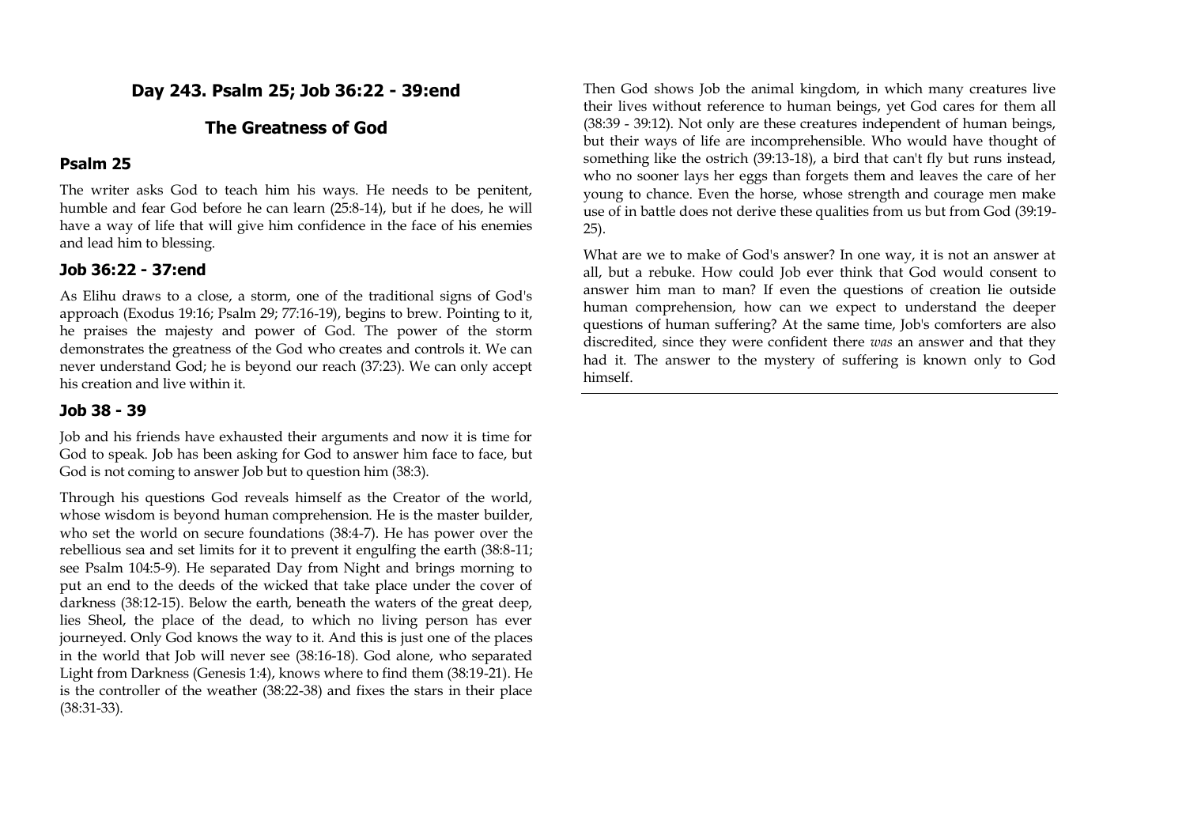## Day 243. Psalm 25; Job 36:22 - 39:end

## The Greatness of God

### Psalm 25

The writer asks God to teach him his ways. He needs to be penitent, humble and fear God before he can learn (25:8-14), but if he does, he will have a way of life that will give him confidence in the face of his enemies and lead him to blessing.

### Job 36:22 - 37:end

As Elihu draws to a close, a storm, one of the traditional signs of God's approach (Exodus 19:16; Psalm 29; 77:16-19), begins to brew. Pointing to it, he praises the majesty and power of God. The power of the storm demonstrates the greatness of the God who creates and controls it. We can never understand God; he is beyond our reach (37:23). We can only accept his creation and live within it.

### Job 38 - 39

Job and his friends have exhausted their arguments and now it is time for God to speak. Job has been asking for God to answer him face to face, but God is not coming to answer Job but to question him (38:3).

Through his questions God reveals himself as the Creator of the world, whose wisdom is beyond human comprehension. He is the master builder, who set the world on secure foundations (38:4-7). He has power over the rebellious sea and set limits for it to prevent it engulfing the earth (38:8-11; see Psalm 104:5-9). He separated Day from Night and brings morning to put an end to the deeds of the wicked that take place under the cover of darkness (38:12-15). Below the earth, beneath the waters of the great deep, lies Sheol, the place of the dead, to which no living person has ever journeyed. Only God knows the way to it. And this is just one of the places in the world that Job will never see (38:16-18). God alone, who separated Light from Darkness (Genesis 1:4), knows where to find them (38:19-21). He is the controller of the weather (38:22-38) and fixes the stars in their place (38:31-33).

Then God shows Job the animal kingdom, in which many creatures live their lives without reference to human beings, yet God cares for them all (38:39 - 39:12). Not only are these creatures independent of human beings, but their ways of life are incomprehensible. Who would have thought of something like the ostrich (39:13-18), a bird that can't fly but runs instead, who no sooner lays her eggs than forgets them and leaves the care of her young to chance. Even the horse, whose strength and courage men make use of in battle does not derive these qualities from us but from God (39:19-25).

What are we to make of God's answer? In one way, it is not an answer at all, but a rebuke. How could Job ever think that God would consent to answer him man to man? If even the questions of creation lie outside human comprehension, how can we expect to understand the deeper questions of human suffering? At the same time, Job's comforters are also discredited, since they were confident there *was* an answer and that they had it. The answer to the mystery of suffering is known only to God himself.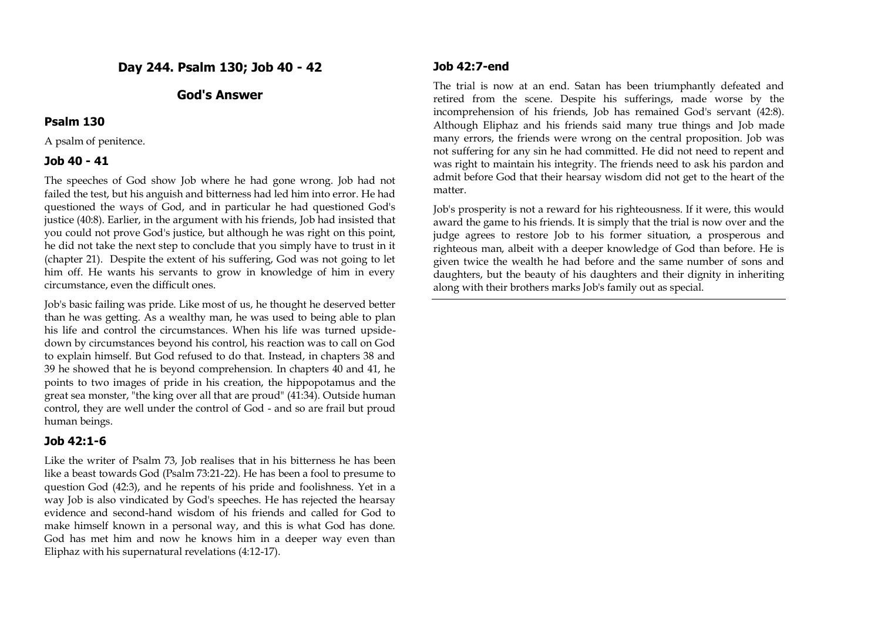## Day 244. Psalm 130; Job 40 - 42

## God's Answer

### Psalm 130

A psalm of penitence.

### Job 40 - 41

The speeches of God show Job where he had gone wrong. Job had not failed the test, but his anguish and bitterness had led him into error. He had questioned the ways of God, and in particular he had questioned God's justice (40:8). Earlier, in the argument with his friends, Job had insisted that you could not prove God's justice, but although he was right on this point, he did not take the next step to conclude that you simply have to trust in it (chapter 21). Despite the extent of his suffering, God was not going to let him off. He wants his servants to grow in knowledge of him in every circumstance, even the difficult ones.

Job's basic failing was pride. Like most of us, he thought he deserved better than he was getting. As a wealthy man, he was used to being able to plan his life and control the circumstances. When his life was turned upside-down by circumstances beyond his control, his reaction was to call on God to explain himself. But God refused to do that. Instead, in chapters 38 and 39 he showed that he is beyond comprehension. In chapters 40 and 41, he points to two images of pride in his creation, the hippopotamus and the great sea monster, "the king over all that are proud" (41:34). Outside human control, they are well under the control of God - and so are frail but proud human beings.

### Job 42:1-6

Like the writer of Psalm 73, Job realises that in his bitterness he has been like a beast towards God (Psalm 73:21-22). He has been a fool to presume to question God (42:3), and he repents of his pride and foolishness. Yet in a way Job is also vindicated by God's speeches. He has rejected the hearsay evidence and second-hand wisdom of his friends and called for God to make himself known in a personal way, and this is what God has done. God has met him and now he knows him in a deeper way even than Eliphaz with his supernatural revelations (4:12-17).

### Job 42:7-end

The trial is now at an end. Satan has been triumphantly defeated and retired from the scene. Despite his sufferings, made worse by the incomprehension of his friends, Job has remained God's servant (42:8). Although Eliphaz and his friends said many true things and Job made many errors, the friends were wrong on the central proposition. Job was not suffering for any sin he had committed. He did not need to repent and was right to maintain his integrity. The friends need to ask his pardon and admit before God that their hearsay wisdom did not get to the heart of the matter.

Job's prosperity is not a reward for his righteousness. If it were, this would award the game to his friends. It is simply that the trial is now over and the judge agrees to restore Job to his former situation, a prosperous and righteous man, albeit with a deeper knowledge of God than before. He is given twice the wealth he had before and the same number of sons and daughters, but the beauty of his daughters and their dignity in inheriting along with their brothers marks Job's family out as special.